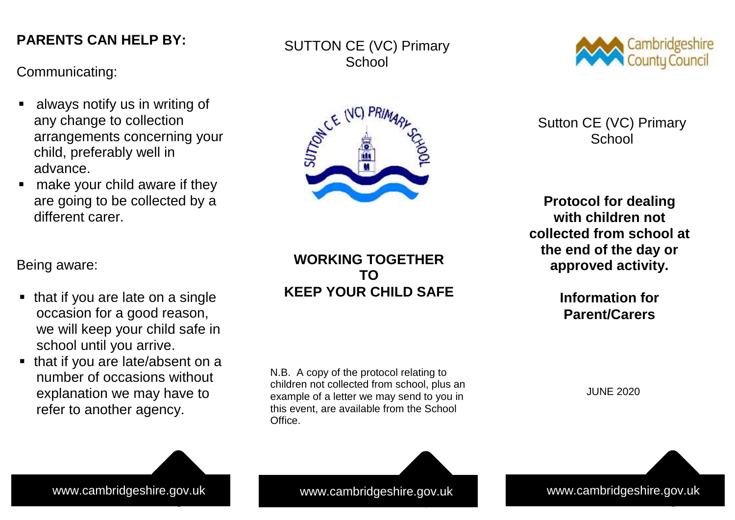## PARENTS CAN HELP BY:

Communicating:

- always notify us in writing of any change to collection arrangements concerning your child, preferably well in advance.
- make your child aware if they are going to be collected by a different carer.

Being aware:

- that if you are late on a single occasion for a good reason, we will keep your child safe in school until you arrive.
- that if you are late/absent on a number of occasions without explanation we may have to refer to another agency.

SUTTON CE (VC) Primary School

**WORKING TOGETHER TO KEEP YOUR CHILD SAFE**

N.B. A copy of the protocol relating to children not collected from school, plus an example of a letter we may send to you in this event, are available from the School Office.

Cambridgeshire County Council

Sutton CE (VC) Primary School

**Protocol for dealing with children not collected from school at the end of the day or approved activity.**

**Information for Parent/Carers**

JUNE 2020

www.cambridgeshire.gov.uk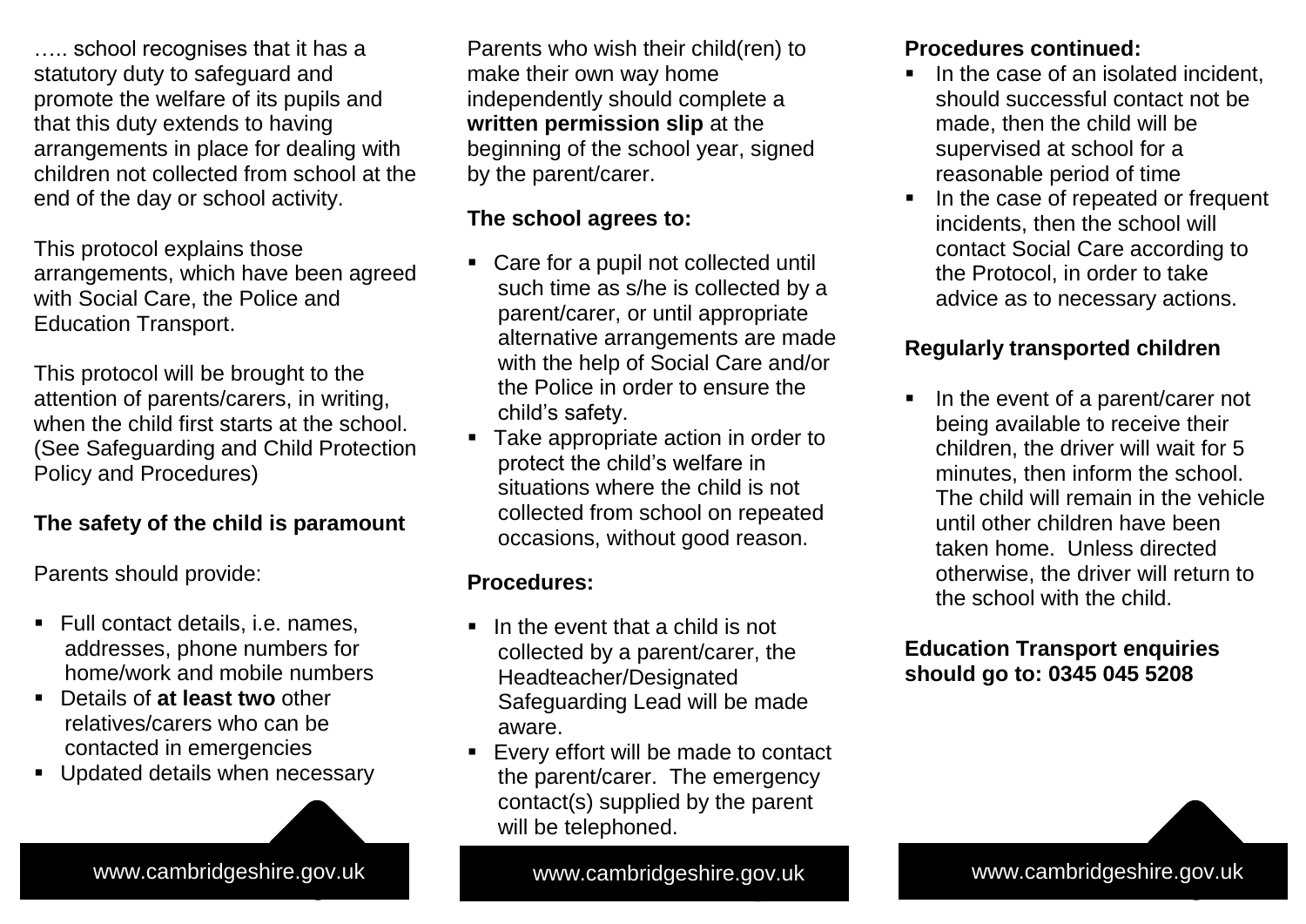….. school recognises that it has a statutory duty to safeguard and promote the welfare of its pupils and that this duty extends to having arrangements in place for dealing with children not collected from school at the end of the day or school activity.

This protocol explains those arrangements, which have been agreed with Social Care, the Police and Education Transport.

This protocol will be brought to the attention of parents/carers, in writing, when the child first starts at the school. (See Safeguarding and Child Protection Policy and Procedures)

**The safety of the child is paramount**

Parents should provide:

- Full contact details, i.e. names, addresses, phone numbers for home/work and mobile numbers
- Details of **at least two** other relatives/carers who can be contacted in emergencies
- Updated details when necessary

Parents who wish their child(ren) to make their own way home independently should complete a **written permission slip** at the beginning of the school year, signed by the parent/carer.

**The school agrees to:**

- Care for a pupil not collected until such time as s/he is collected by a parent/carer, or until appropriate alternative arrangements are made with the help of Social Care and/or the Police in order to ensure the child's safety.
- Take appropriate action in order to protect the child's welfare in situations where the child is not collected from school on repeated occasions, without good reason.

**Procedures:**

- In the event that a child is not collected by a parent/carer, the Headteacher/Designated Safeguarding Lead will be made aware.
- Every effort will be made to contact the parent/carer. The emergency contact(s) supplied by the parent will be telephoned.

**Procedures continued:**

- In the case of an isolated incident, should successful contact not be made, then the child will be supervised at school for a reasonable period of time
- In the case of repeated or frequent incidents, then the school will contact Social Care according to the Protocol, in order to take advice as to necessary actions.

**Regularly transported children**

- In the event of a parent/carer not being available to receive their children, the driver will wait for 5 minutes, then inform the school. The child will remain in the vehicle until other children have been taken home. Unless directed otherwise, the driver will return to the school with the child.

**Education Transport enquiries should go to: 0345 045 5208**

www.cambridgeshire.gov.uk